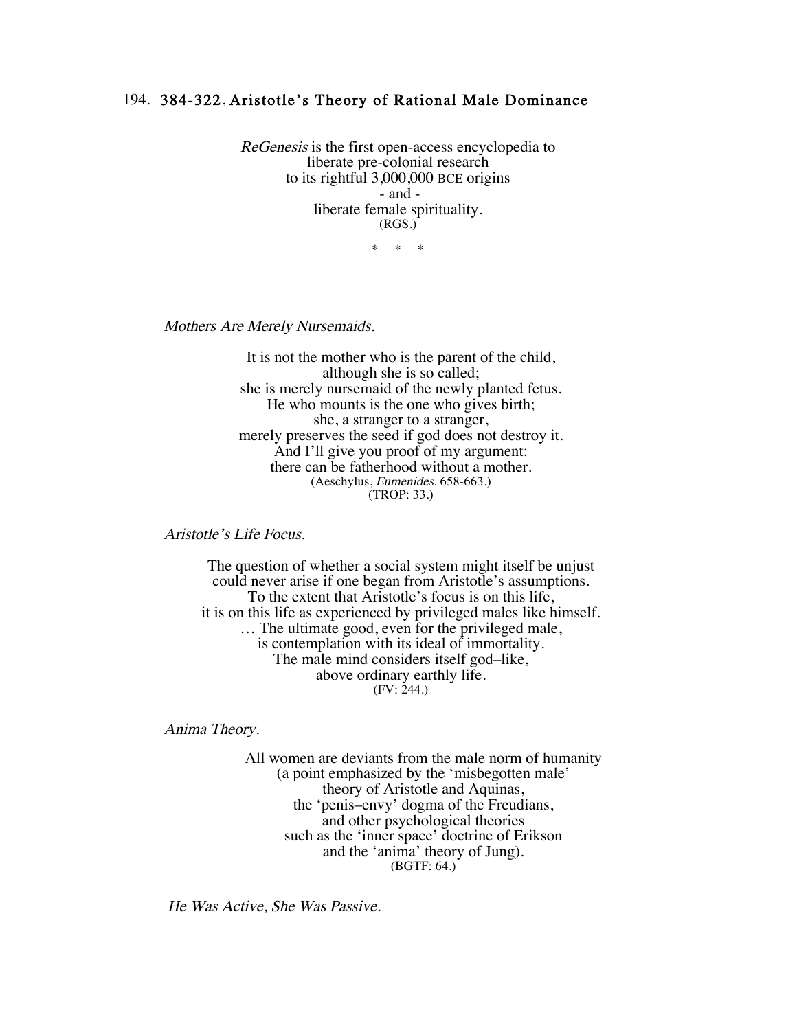# 194. 384-322, Aristotle's Theory of Rational Male Dominance

*ReGenesis* is the first open-access encyclopedia to
liberate pre-colonial research
to its rightful 3,000,000 BCE origins
- and -
liberate female spirituality.
(RGS.)

\* \* \*

*Mothers Are Merely Nursemaids.*

It is not the mother who is the parent of the child,
although she is so called;
she is merely nursemaid of the newly planted fetus.
He who mounts is the one who gives birth;
she, a stranger to a stranger,
merely preserves the seed if god does not destroy it.
And I'll give you proof of my argument:
there can be fatherhood without a mother.
(Aeschylus, *Eumenides*. 658-663.)
(TROP: 33.)

*Aristotle's Life Focus.*

The question of whether a social system might itself be unjust
could never arise if one began from Aristotle's assumptions.
To the extent that Aristotle's focus is on this life,
it is on this life as experienced by privileged males like himself.
… The ultimate good, even for the privileged male,
is contemplation with its ideal of immortality.
The male mind considers itself god–like,
above ordinary earthly life.
(FV: 244.)

*Anima Theory.*

All women are deviants from the male norm of humanity
(a point emphasized by the 'misbegotten male'
theory of Aristotle and Aquinas,
the 'penis–envy' dogma of the Freudians,
and other psychological theories
such as the 'inner space' doctrine of Erikson
and the 'anima' theory of Jung).
(BGTF: 64.)

*He Was Active, She Was Passive.*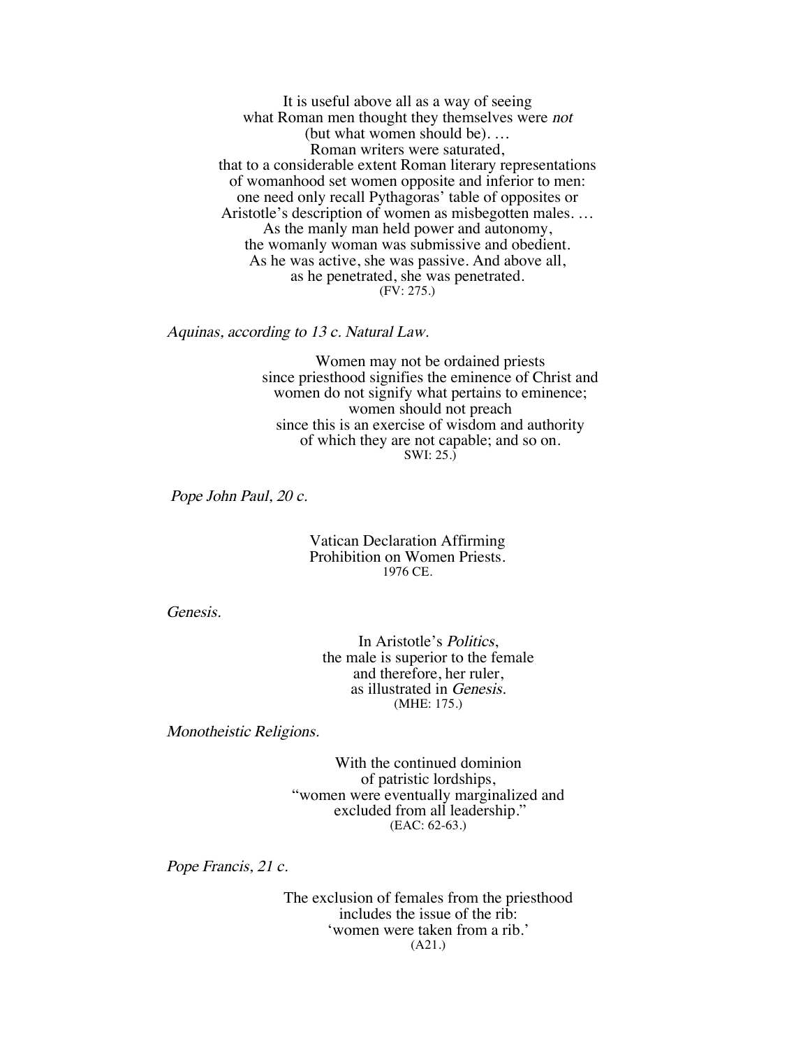It is useful above all as a way of seeing
what Roman men thought they themselves were *not*
(but what women should be). …
Roman writers were saturated,
that to a considerable extent Roman literary representations
of womanhood set women opposite and inferior to men:
one need only recall Pythagoras' table of opposites or
Aristotle's description of women as misbegotten males. …
As the manly man held power and autonomy,
the womanly woman was submissive and obedient.
As he was active, she was passive. And above all,
as he penetrated, she was penetrated.
(FV: 275.)

*Aquinas, according to 13 c. Natural Law.*

Women may not be ordained priests
since priesthood signifies the eminence of Christ and
women do not signify what pertains to eminence;
women should not preach
since this is an exercise of wisdom and authority
of which they are not capable; and so on.
SWI: 25.)

*Pope John Paul, 20 c.*

Vatican Declaration Affirming
Prohibition on Women Priests.
1976 CE.

*Genesis.*

In Aristotle's *Politics*,
the male is superior to the female
and therefore, her ruler,
as illustrated in *Genesis.*
(MHE: 175.)

*Monotheistic Religions.*

With the continued dominion
of patristic lordships,
"women were eventually marginalized and
excluded from all leadership."
(EAC: 62-63.)

*Pope Francis, 21 c.*

The exclusion of females from the priesthood
includes the issue of the rib:
'women were taken from a rib.'
(A21.)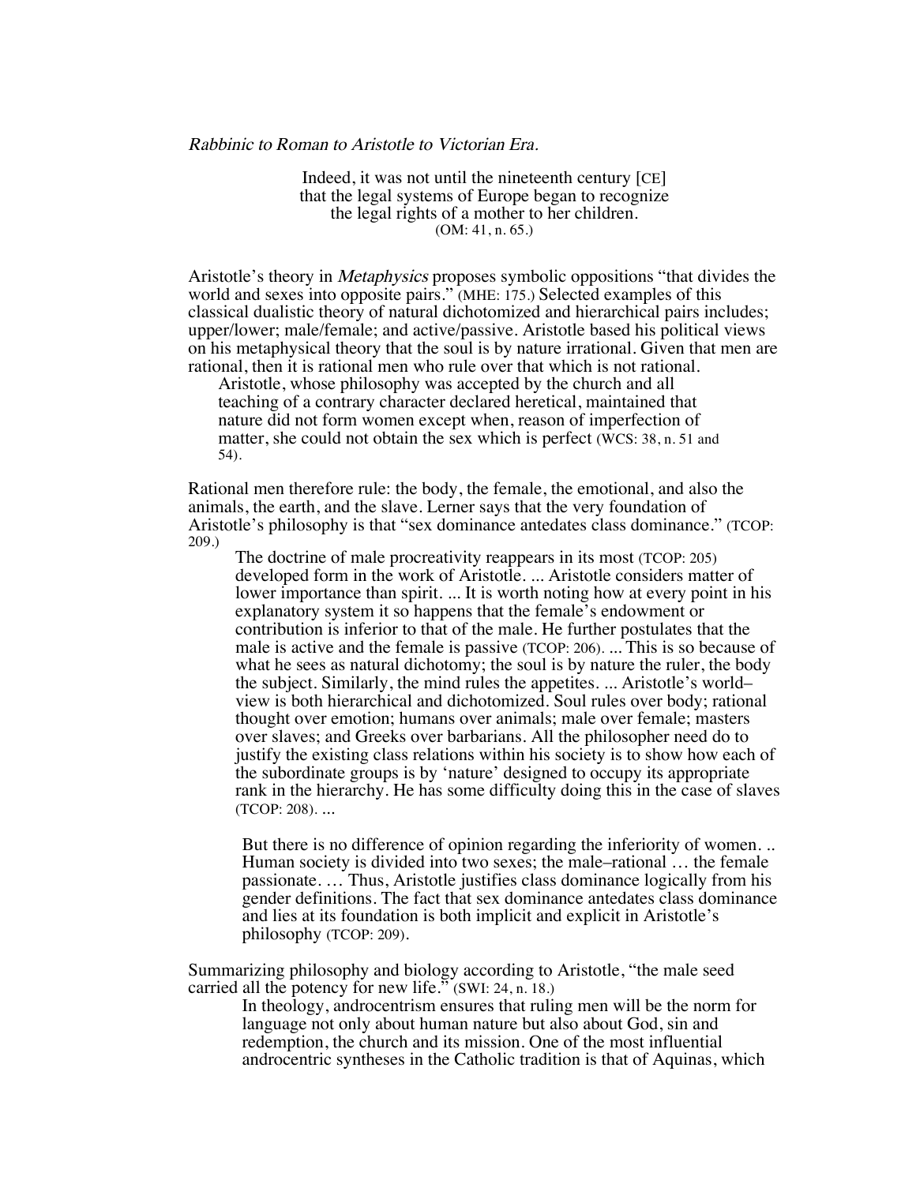*Rabbinic to Roman to Aristotle to Victorian Era.*

> Indeed, it was not until the nineteenth century [CE] that the legal systems of Europe began to recognize the legal rights of a mother to her children.
> (OM: 41, n. 65.)

Aristotle's theory in *Metaphysics* proposes symbolic oppositions "that divides the world and sexes into opposite pairs." (MHE: 175.) Selected examples of this classical dualistic theory of natural dichotomized and hierarchical pairs includes; upper/lower; male/female; and active/passive. Aristotle based his political views on his metaphysical theory that the soul is by nature irrational. Given that men are rational, then it is rational men who rule over that which is not rational.

> Aristotle, whose philosophy was accepted by the church and all teaching of a contrary character declared heretical, maintained that nature did not form women except when, reason of imperfection of matter, she could not obtain the sex which is perfect (WCS: 38, n. 51 and 54).

Rational men therefore rule: the body, the female, the emotional, and also the animals, the earth, and the slave. Lerner says that the very foundation of Aristotle's philosophy is that "sex dominance antedates class dominance." (TCOP: 209.)

> The doctrine of male procreativity reappears in its most (TCOP: 205) developed form in the work of Aristotle. ... Aristotle considers matter of lower importance than spirit. ... It is worth noting how at every point in his explanatory system it so happens that the female's endowment or contribution is inferior to that of the male. He further postulates that the male is active and the female is passive (TCOP: 206). ... This is so because of what he sees as natural dichotomy; the soul is by nature the ruler, the body the subject. Similarly, the mind rules the appetites. ... Aristotle's world–view is both hierarchical and dichotomized. Soul rules over body; rational thought over emotion; humans over animals; male over female; masters over slaves; and Greeks over barbarians. All the philosopher need do to justify the existing class relations within his society is to show how each of the subordinate groups is by 'nature' designed to occupy its appropriate rank in the hierarchy. He has some difficulty doing this in the case of slaves (TCOP: 208). ...
>
> But there is no difference of opinion regarding the inferiority of women. .. Human society is divided into two sexes; the male–rational … the female passionate. … Thus, Aristotle justifies class dominance logically from his gender definitions. The fact that sex dominance antedates class dominance and lies at its foundation is both implicit and explicit in Aristotle's philosophy (TCOP: 209).

Summarizing philosophy and biology according to Aristotle, "the male seed carried all the potency for new life." (SWI: 24, n. 18.)

> In theology, androcentrism ensures that ruling men will be the norm for language not only about human nature but also about God, sin and redemption, the church and its mission. One of the most influential androcentric syntheses in the Catholic tradition is that of Aquinas, which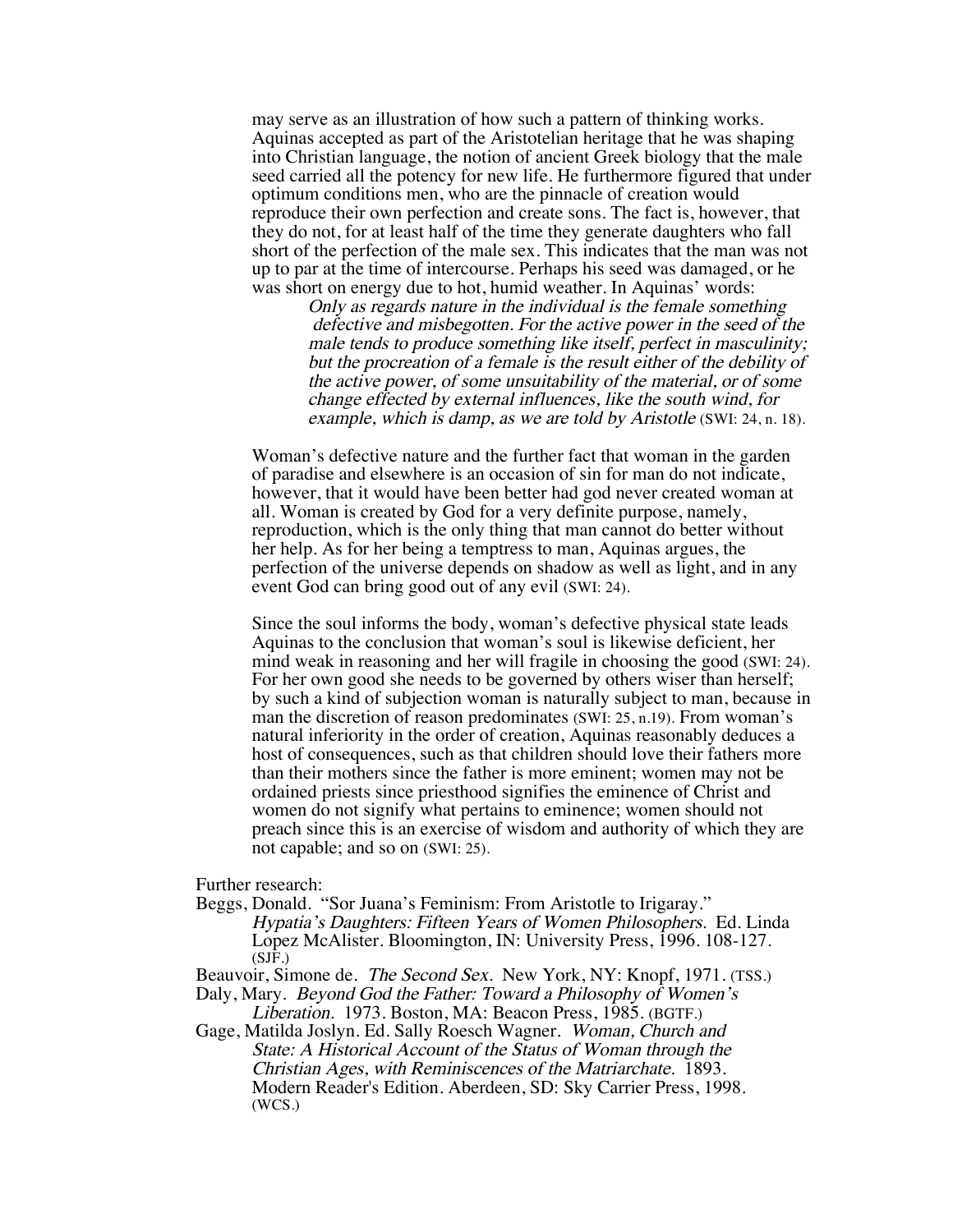may serve as an illustration of how such a pattern of thinking works. Aquinas accepted as part of the Aristotelian heritage that he was shaping into Christian language, the notion of ancient Greek biology that the male seed carried all the potency for new life. He furthermore figured that under optimum conditions men, who are the pinnacle of creation would reproduce their own perfection and create sons. The fact is, however, that they do not, for at least half of the time they generate daughters who fall short of the perfection of the male sex. This indicates that the man was not up to par at the time of intercourse. Perhaps his seed was damaged, or he was short on energy due to hot, humid weather. In Aquinas' words:

> *Only as regards nature in the individual is the female something defective and misbegotten. For the active power in the seed of the male tends to produce something like itself, perfect in masculinity; but the procreation of a female is the result either of the debility of the active power, of some unsuitability of the material, or of some change effected by external influences, like the south wind, for example, which is damp, as we are told by Aristotle* (SWI: 24, n. 18).

Woman's defective nature and the further fact that woman in the garden of paradise and elsewhere is an occasion of sin for man do not indicate, however, that it would have been better had god never created woman at all. Woman is created by God for a very definite purpose, namely, reproduction, which is the only thing that man cannot do better without her help. As for her being a temptress to man, Aquinas argues, the perfection of the universe depends on shadow as well as light, and in any event God can bring good out of any evil (SWI: 24).

Since the soul informs the body, woman's defective physical state leads Aquinas to the conclusion that woman's soul is likewise deficient, her mind weak in reasoning and her will fragile in choosing the good (SWI: 24). For her own good she needs to be governed by others wiser than herself; by such a kind of subjection woman is naturally subject to man, because in man the discretion of reason predominates (SWI: 25, n.19). From woman's natural inferiority in the order of creation, Aquinas reasonably deduces a host of consequences, such as that children should love their fathers more than their mothers since the father is more eminent; women may not be ordained priests since priesthood signifies the eminence of Christ and women do not signify what pertains to eminence; women should not preach since this is an exercise of wisdom and authority of which they are not capable; and so on (SWI: 25).

Further research:

Beggs, Donald. "Sor Juana's Feminism: From Aristotle to Irigaray." *Hypatia's Daughters: Fifteen Years of Women Philosophers.* Ed. Linda Lopez McAlister. Bloomington, IN: University Press, 1996. 108-127. (SJF.)

Beauvoir, Simone de. *The Second Sex.* New York, NY: Knopf, 1971. (TSS.)

Daly, Mary. *Beyond God the Father: Toward a Philosophy of Women's Liberation.* 1973. Boston, MA: Beacon Press, 1985. (BGTF.)

Gage, Matilda Joslyn. Ed. Sally Roesch Wagner. *Woman, Church and State: A Historical Account of the Status of Woman through the Christian Ages, with Reminiscences of the Matriarchate.* 1893. Modern Reader's Edition. Aberdeen, SD: Sky Carrier Press, 1998. (WCS.)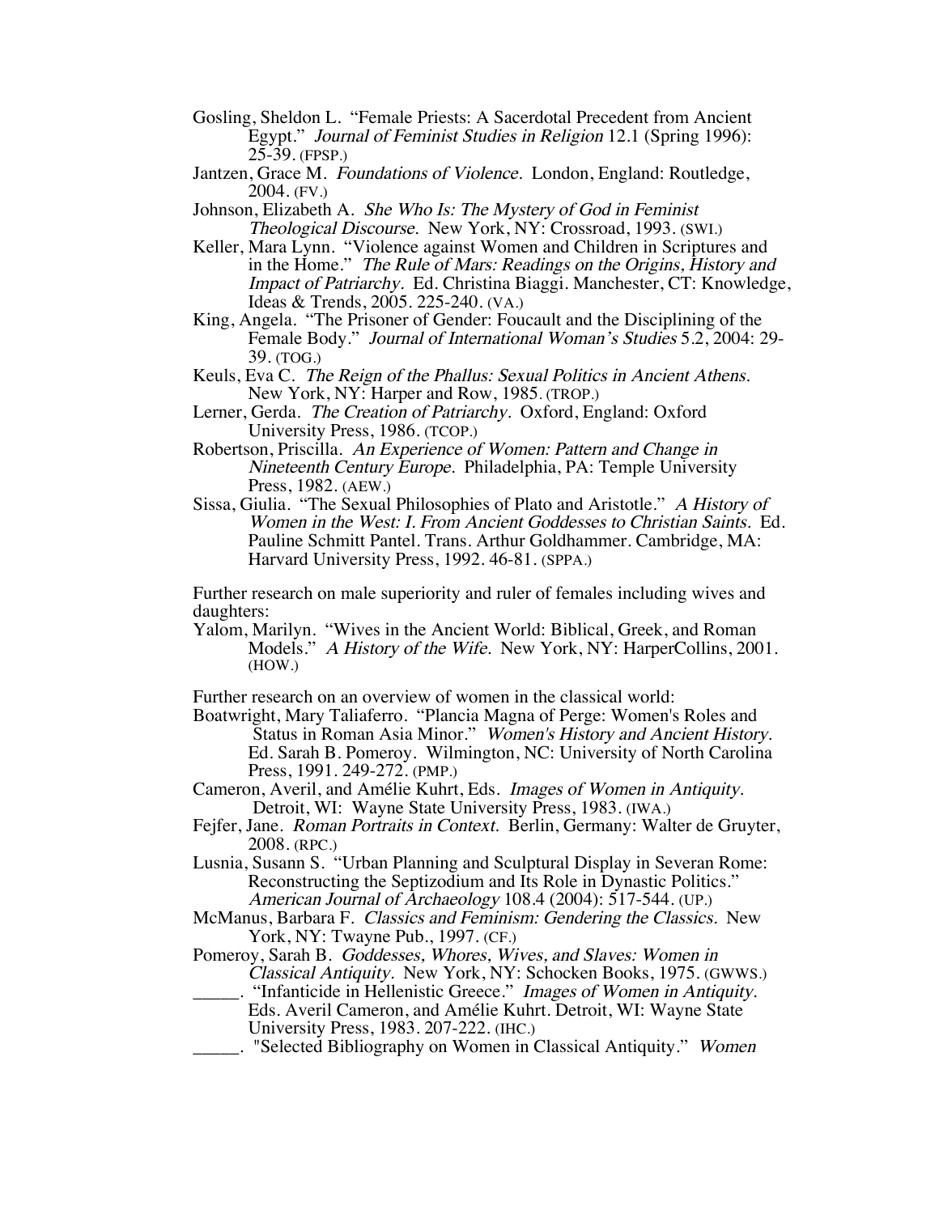Gosling, Sheldon L. "Female Priests: A Sacerdotal Precedent from Ancient Egypt." *Journal of Feminist Studies in Religion* 12.1 (Spring 1996): 25-39. (FPSP.)

Jantzen, Grace M. *Foundations of Violence.* London, England: Routledge, 2004. (FV.)

Johnson, Elizabeth A. *She Who Is: The Mystery of God in Feminist Theological Discourse.* New York, NY: Crossroad, 1993. (SWI.)

Keller, Mara Lynn. "Violence against Women and Children in Scriptures and in the Home." *The Rule of Mars: Readings on the Origins, History and Impact of Patriarchy*. Ed. Christina Biaggi. Manchester, CT: Knowledge, Ideas & Trends, 2005. 225-240. (VA.)

King, Angela. "The Prisoner of Gender: Foucault and the Disciplining of the Female Body." *Journal of International Woman's Studies* 5.2, 2004: 29-39. (TOG.)

Keuls, Eva C. *The Reign of the Phallus: Sexual Politics in Ancient Athens.* New York, NY: Harper and Row, 1985. (TROP.)

Lerner, Gerda. *The Creation of Patriarchy*. Oxford, England: Oxford University Press, 1986. (TCOP.)

Robertson, Priscilla. *An Experience of Women: Pattern and Change in Nineteenth Century Europe.* Philadelphia, PA: Temple University Press, 1982. (AEW.)

Sissa, Giulia. "The Sexual Philosophies of Plato and Aristotle." *A History of Women in the West: I. From Ancient Goddesses to Christian Saints.* Ed. Pauline Schmitt Pantel. Trans. Arthur Goldhammer. Cambridge, MA: Harvard University Press, 1992. 46-81. (SPPA.)

Further research on male superiority and ruler of females including wives and daughters:

Yalom, Marilyn. "Wives in the Ancient World: Biblical, Greek, and Roman Models." *A History of the Wife.* New York, NY: HarperCollins, 2001. (HOW.)

Further research on an overview of women in the classical world:

Boatwright, Mary Taliaferro. "Plancia Magna of Perge: Women's Roles and Status in Roman Asia Minor." *Women's History and Ancient History.* Ed. Sarah B. Pomeroy. Wilmington, NC: University of North Carolina Press, 1991. 249-272. (PMP.)

Cameron, Averil, and Amélie Kuhrt, Eds. *Images of Women in Antiquity.* Detroit, WI: Wayne State University Press, 1983. (IWA.)

Fejfer, Jane. *Roman Portraits in Context.* Berlin, Germany: Walter de Gruyter, 2008. (RPC.)

Lusnia, Susann S. "Urban Planning and Sculptural Display in Severan Rome: Reconstructing the Septizodium and Its Role in Dynastic Politics." *American Journal of Archaeology* 108.4 (2004): 517-544. (UP.)

McManus, Barbara F. *Classics and Feminism: Gendering the Classics.* New York, NY: Twayne Pub., 1997. (CF.)

Pomeroy, Sarah B. *Goddesses, Whores, Wives, and Slaves: Women in Classical Antiquity.* New York, NY: Schocken Books, 1975. (GWWS.)

_____. "Infanticide in Hellenistic Greece." *Images of Women in Antiquity.* Eds. Averil Cameron, and Amélie Kuhrt. Detroit, WI: Wayne State University Press, 1983. 207-222. (IHC.)

_____. "Selected Bibliography on Women in Classical Antiquity." *Women*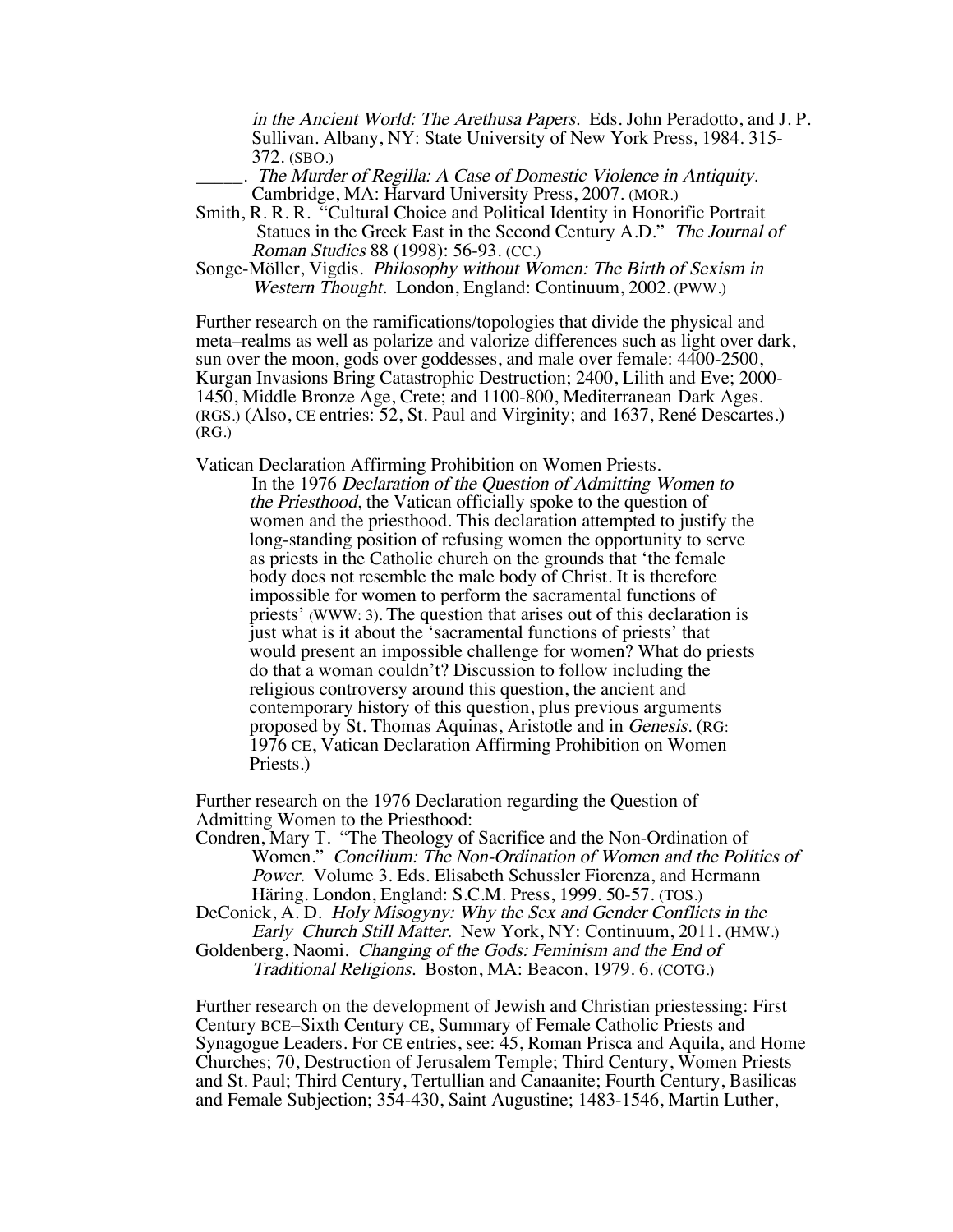*in the Ancient World: The Arethusa Papers.* Eds. John Peradotto, and J. P. Sullivan. Albany, NY: State University of New York Press, 1984. 315-372. (SBO.)

_____. *The Murder of Regilla: A Case of Domestic Violence in Antiquity.* Cambridge, MA: Harvard University Press, 2007. (MOR.)

Smith, R. R. R. "Cultural Choice and Political Identity in Honorific Portrait Statues in the Greek East in the Second Century A.D." *The Journal of Roman Studies* 88 (1998): 56-93. (CC.)

Songe-Möller, Vigdis. *Philosophy without Women: The Birth of Sexism in Western Thought.* London, England: Continuum, 2002. (PWW.)

Further research on the ramifications/topologies that divide the physical and meta–realms as well as polarize and valorize differences such as light over dark, sun over the moon, gods over goddesses, and male over female: 4400-2500, Kurgan Invasions Bring Catastrophic Destruction; 2400, Lilith and Eve; 2000-1450, Middle Bronze Age, Crete; and 1100-800, Mediterranean Dark Ages. (RGS.) (Also, CE entries: 52, St. Paul and Virginity; and 1637, René Descartes.) (RG.)

Vatican Declaration Affirming Prohibition on Women Priests.

In the 1976 *Declaration of the Question of Admitting Women to the Priesthood*, the Vatican officially spoke to the question of women and the priesthood. This declaration attempted to justify the long-standing position of refusing women the opportunity to serve as priests in the Catholic church on the grounds that 'the female body does not resemble the male body of Christ. It is therefore impossible for women to perform the sacramental functions of priests' (WWW: 3). The question that arises out of this declaration is just what is it about the 'sacramental functions of priests' that would present an impossible challenge for women? What do priests do that a woman couldn't? Discussion to follow including the religious controversy around this question, the ancient and contemporary history of this question, plus previous arguments proposed by St. Thomas Aquinas, Aristotle and in *Genesis*. (RG: 1976 CE, Vatican Declaration Affirming Prohibition on Women Priests.)

Further research on the 1976 Declaration regarding the Question of Admitting Women to the Priesthood:

Condren, Mary T. "The Theology of Sacrifice and the Non-Ordination of Women." *Concilium: The Non-Ordination of Women and the Politics of Power.* Volume 3. Eds. Elisabeth Schussler Fiorenza, and Hermann Häring. London, England: S.C.M. Press, 1999. 50-57. (TOS.)

DeConick, A. D. *Holy Misogyny: Why the Sex and Gender Conflicts in the Early Church Still Matter.* New York, NY: Continuum, 2011. (HMW.)

Goldenberg, Naomi. *Changing of the Gods: Feminism and the End of Traditional Religions.* Boston, MA: Beacon, 1979. 6. (COTG.)

Further research on the development of Jewish and Christian priestessing: First Century BCE–Sixth Century CE, Summary of Female Catholic Priests and Synagogue Leaders. For CE entries, see: 45, Roman Prisca and Aquila, and Home Churches; 70, Destruction of Jerusalem Temple; Third Century, Women Priests and St. Paul; Third Century, Tertullian and Canaanite; Fourth Century, Basilicas and Female Subjection; 354-430, Saint Augustine; 1483-1546, Martin Luther,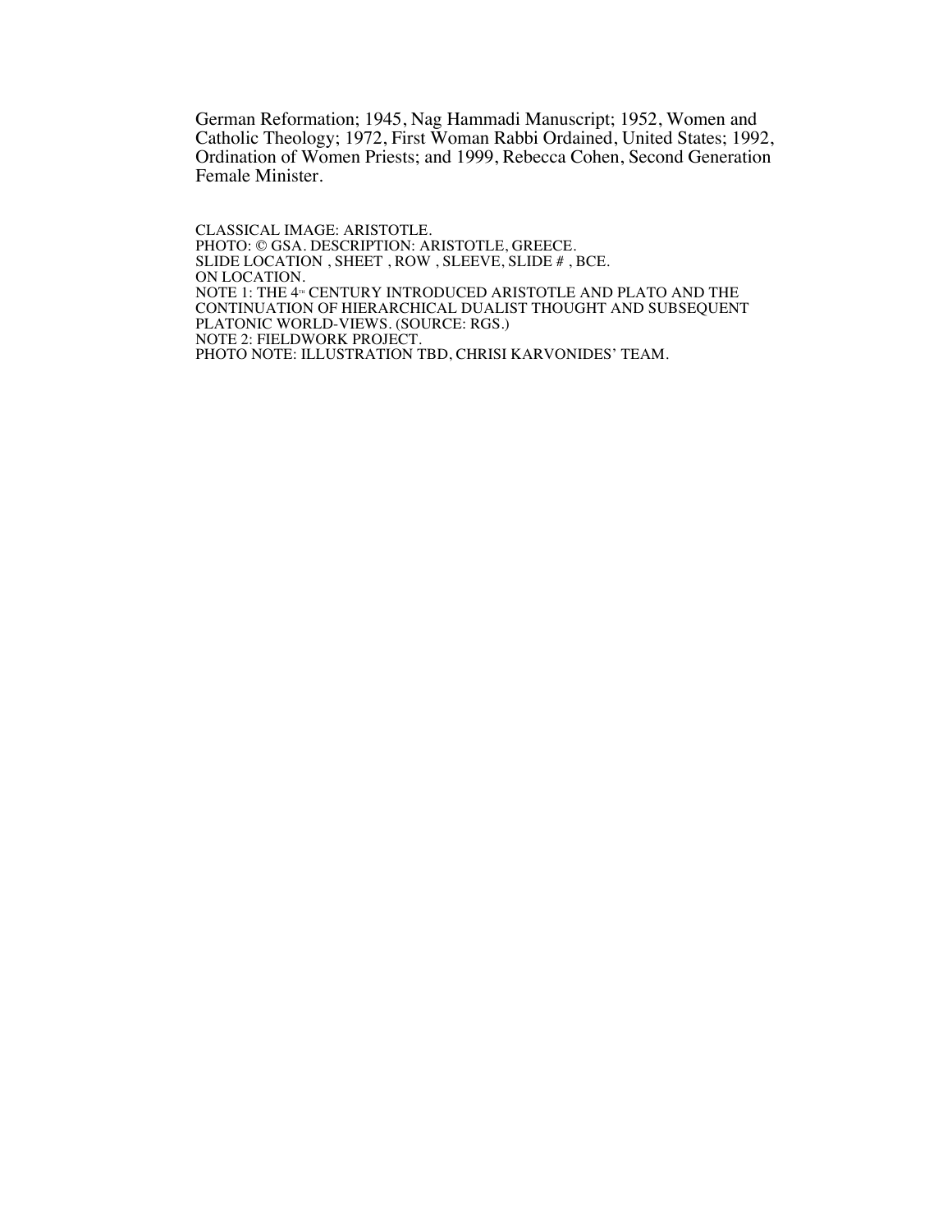German Reformation; 1945, Nag Hammadi Manuscript; 1952, Women and Catholic Theology; 1972, First Woman Rabbi Ordained, United States; 1992, Ordination of Women Priests; and 1999, Rebecca Cohen, Second Generation Female Minister.

CLASSICAL IMAGE: ARISTOTLE.
PHOTO: © GSA. DESCRIPTION: ARISTOTLE, GREECE.
SLIDE LOCATION , SHEET , ROW , SLEEVE, SLIDE # , BCE.
ON LOCATION.
NOTE 1: THE 4TH CENTURY INTRODUCED ARISTOTLE AND PLATO AND THE CONTINUATION OF HIERARCHICAL DUALIST THOUGHT AND SUBSEQUENT PLATONIC WORLD-VIEWS. (SOURCE: RGS.)
NOTE 2: FIELDWORK PROJECT.
PHOTO NOTE: ILLUSTRATION TBD, CHRISI KARVONIDES' TEAM.